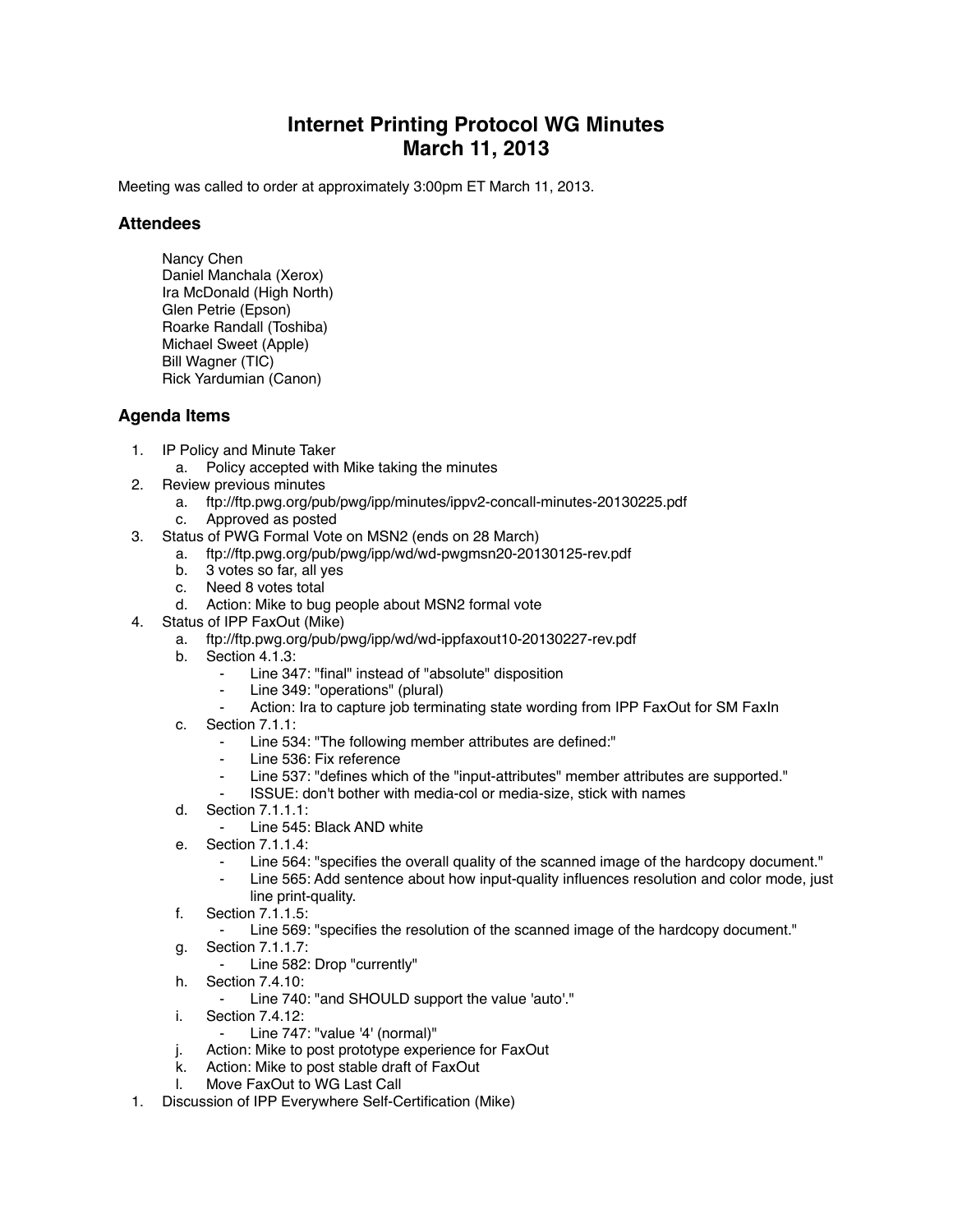# Internet Printing Protocol WG Minutes
# March 11, 2013

Meeting was called to order at approximately 3:00pm ET March 11, 2013.

## Attendees

Nancy Chen
Daniel Manchala (Xerox)
Ira McDonald (High North)
Glen Petrie (Epson)
Roarke Randall (Toshiba)
Michael Sweet (Apple)
Bill Wagner (TIC)
Rick Yardumian (Canon)

## Agenda Items

1. IP Policy and Minute Taker
    a. Policy accepted with Mike taking the minutes
2. Review previous minutes
    a. ftp://ftp.pwg.org/pub/pwg/ipp/minutes/ippv2-concall-minutes-20130225.pdf
    c. Approved as posted
3. Status of PWG Formal Vote on MSN2 (ends on 28 March)
    a. ftp://ftp.pwg.org/pub/pwg/ipp/wd/wd-pwgmsn20-20130125-rev.pdf
    b. 3 votes so far, all yes
    c. Need 8 votes total
    d. Action: Mike to bug people about MSN2 formal vote
4. Status of IPP FaxOut (Mike)
    a. ftp://ftp.pwg.org/pub/pwg/ipp/wd/wd-ippfaxout10-20130227-rev.pdf
    b. Section 4.1.3:
        - Line 347: "final" instead of "absolute" disposition
        - Line 349: "operations" (plural)
        - Action: Ira to capture job terminating state wording from IPP FaxOut for SM FaxIn
    c. Section 7.1.1:
        - Line 534: "The following member attributes are defined:"
        - Line 536: Fix reference
        - Line 537: "defines which of the "input-attributes" member attributes are supported."
        - ISSUE: don't bother with media-col or media-size, stick with names
    d. Section 7.1.1.1:
        - Line 545: Black AND white
    e. Section 7.1.1.4:
        - Line 564: "specifies the overall quality of the scanned image of the hardcopy document."
        - Line 565: Add sentence about how input-quality influences resolution and color mode, just line print-quality.
    f. Section 7.1.1.5:
        - Line 569: "specifies the resolution of the scanned image of the hardcopy document."
    g. Section 7.1.1.7:
        - Line 582: Drop "currently"
    h. Section 7.4.10:
        - Line 740: "and SHOULD support the value 'auto'."
    i. Section 7.4.12:
        - Line 747: "value '4' (normal)"
    j. Action: Mike to post prototype experience for FaxOut
    k. Action: Mike to post stable draft of FaxOut
    l. Move FaxOut to WG Last Call
1. Discussion of IPP Everywhere Self-Certification (Mike)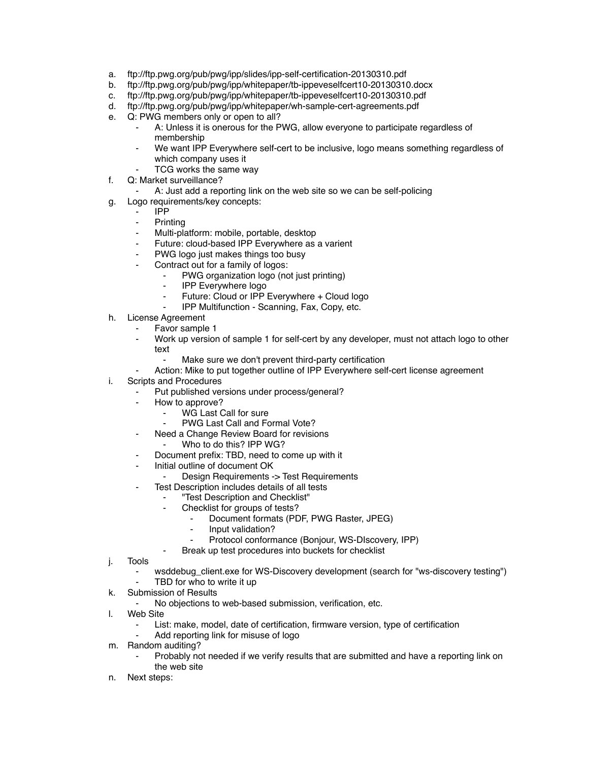a. ftp://ftp.pwg.org/pub/pwg/ipp/slides/ipp-self-certification-20130310.pdf
b. ftp://ftp.pwg.org/pub/pwg/ipp/whitepaper/tb-ippeveselfcert10-20130310.docx
c. ftp://ftp.pwg.org/pub/pwg/ipp/whitepaper/tb-ippeveselfcert10-20130310.pdf
d. ftp://ftp.pwg.org/pub/pwg/ipp/whitepaper/wh-sample-cert-agreements.pdf
e. Q: PWG members only or open to all?
    - A: Unless it is onerous for the PWG, allow everyone to participate regardless of membership
    - We want IPP Everywhere self-cert to be inclusive, logo means something regardless of which company uses it
    - TCG works the same way
f. Q: Market surveillance?
    - A: Just add a reporting link on the web site so we can be self-policing
g. Logo requirements/key concepts:
    - IPP
    - Printing
    - Multi-platform: mobile, portable, desktop
    - Future: cloud-based IPP Everywhere as a varient
    - PWG logo just makes things too busy
    - Contract out for a family of logos:
        - PWG organization logo (not just printing)
        - IPP Everywhere logo
        - Future: Cloud or IPP Everywhere + Cloud logo
        - IPP Multifunction - Scanning, Fax, Copy, etc.
h. License Agreement
    - Favor sample 1
    - Work up version of sample 1 for self-cert by any developer, must not attach logo to other text
        - Make sure we don't prevent third-party certification
    - Action: Mike to put together outline of IPP Everywhere self-cert license agreement
i. Scripts and Procedures
    - Put published versions under process/general?
    - How to approve?
        - WG Last Call for sure
        - PWG Last Call and Formal Vote?
    - Need a Change Review Board for revisions
        - Who to do this? IPP WG?
    - Document prefix: TBD, need to come up with it
    - Initial outline of document OK
        - Design Requirements -> Test Requirements
    - Test Description includes details of all tests
        - "Test Description and Checklist"
        - Checklist for groups of tests?
            - Document formats (PDF, PWG Raster, JPEG)
            - Input validation?
            - Protocol conformance (Bonjour, WS-DIscovery, IPP)
        - Break up test procedures into buckets for checklist
j. Tools
    - wsddebug_client.exe for WS-Discovery development (search for "ws-discovery testing")
    - TBD for who to write it up
k. Submission of Results
    - No objections to web-based submission, verification, etc.
l. Web Site
    - List: make, model, date of certification, firmware version, type of certification
    - Add reporting link for misuse of logo
m. Random auditing?
    - Probably not needed if we verify results that are submitted and have a reporting link on the web site
n. Next steps: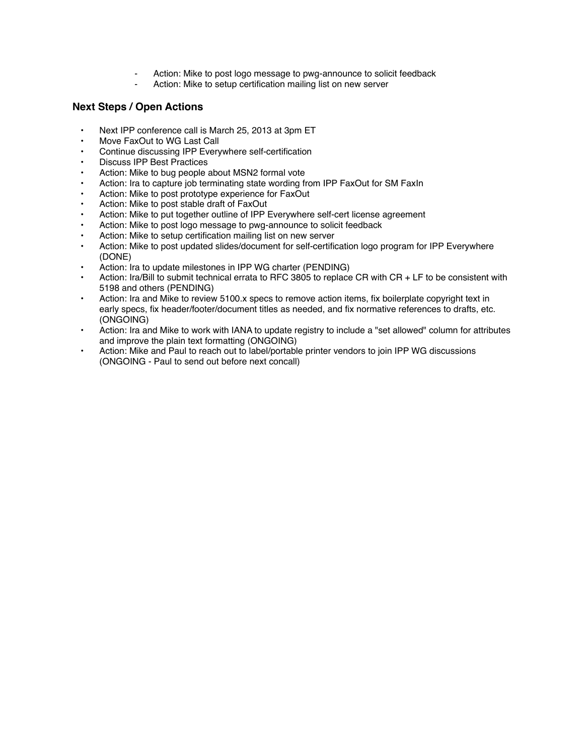- Action: Mike to post logo message to pwg-announce to solicit feedback
- Action: Mike to setup certification mailing list on new server

### Next Steps / Open Actions

- Next IPP conference call is March 25, 2013 at 3pm ET
- Move FaxOut to WG Last Call
- Continue discussing IPP Everywhere self-certification
- Discuss IPP Best Practices
- Action: Mike to bug people about MSN2 formal vote
- Action: Ira to capture job terminating state wording from IPP FaxOut for SM FaxIn
- Action: Mike to post prototype experience for FaxOut
- Action: Mike to post stable draft of FaxOut
- Action: Mike to put together outline of IPP Everywhere self-cert license agreement
- Action: Mike to post logo message to pwg-announce to solicit feedback
- Action: Mike to setup certification mailing list on new server
- Action: Mike to post updated slides/document for self-certification logo program for IPP Everywhere (DONE)
- Action: Ira to update milestones in IPP WG charter (PENDING)
- Action: Ira/Bill to submit technical errata to RFC 3805 to replace CR with CR + LF to be consistent with 5198 and others (PENDING)
- Action: Ira and Mike to review 5100.x specs to remove action items, fix boilerplate copyright text in early specs, fix header/footer/document titles as needed, and fix normative references to drafts, etc. (ONGOING)
- Action: Ira and Mike to work with IANA to update registry to include a "set allowed" column for attributes and improve the plain text formatting (ONGOING)
- Action: Mike and Paul to reach out to label/portable printer vendors to join IPP WG discussions (ONGOING - Paul to send out before next concall)